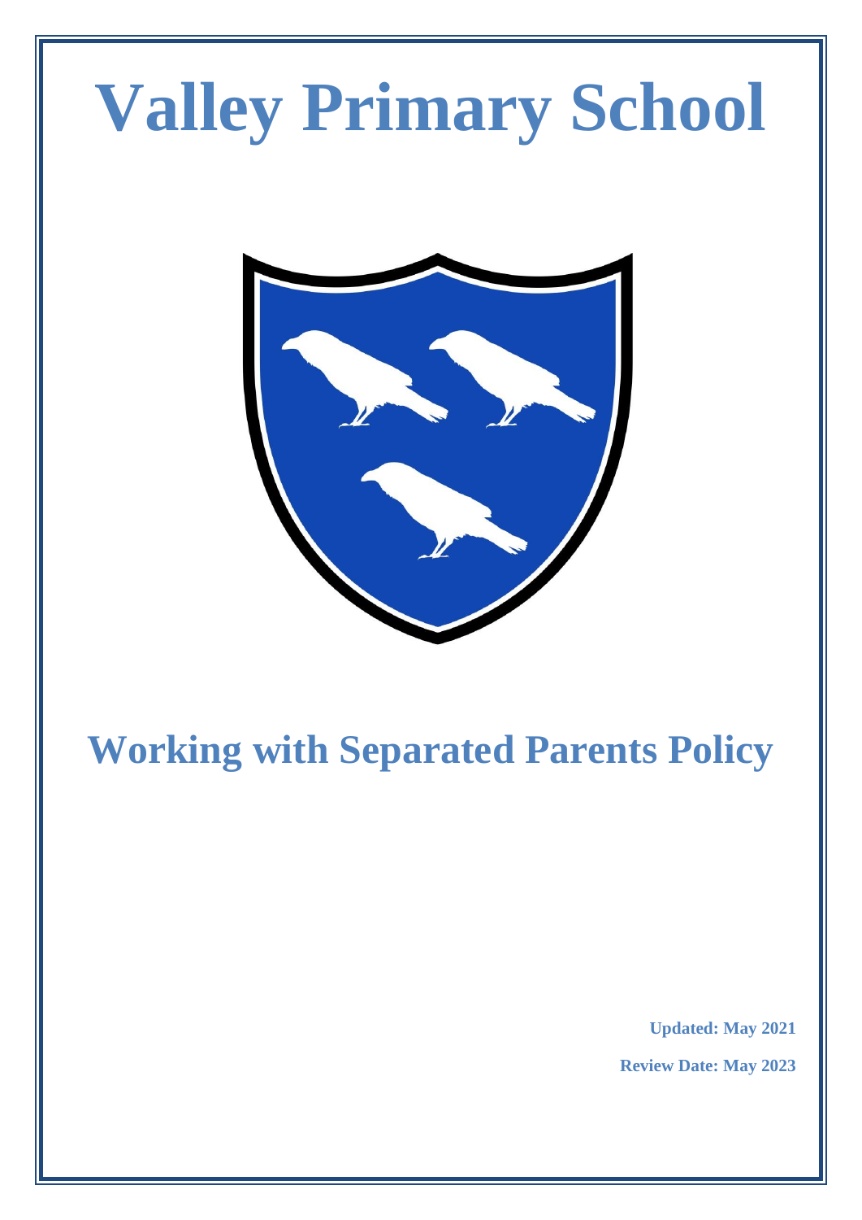# Valley Primary School

## Working with Separated Parents Policy

**Updated: May 2021**

**Review Date: May 2023**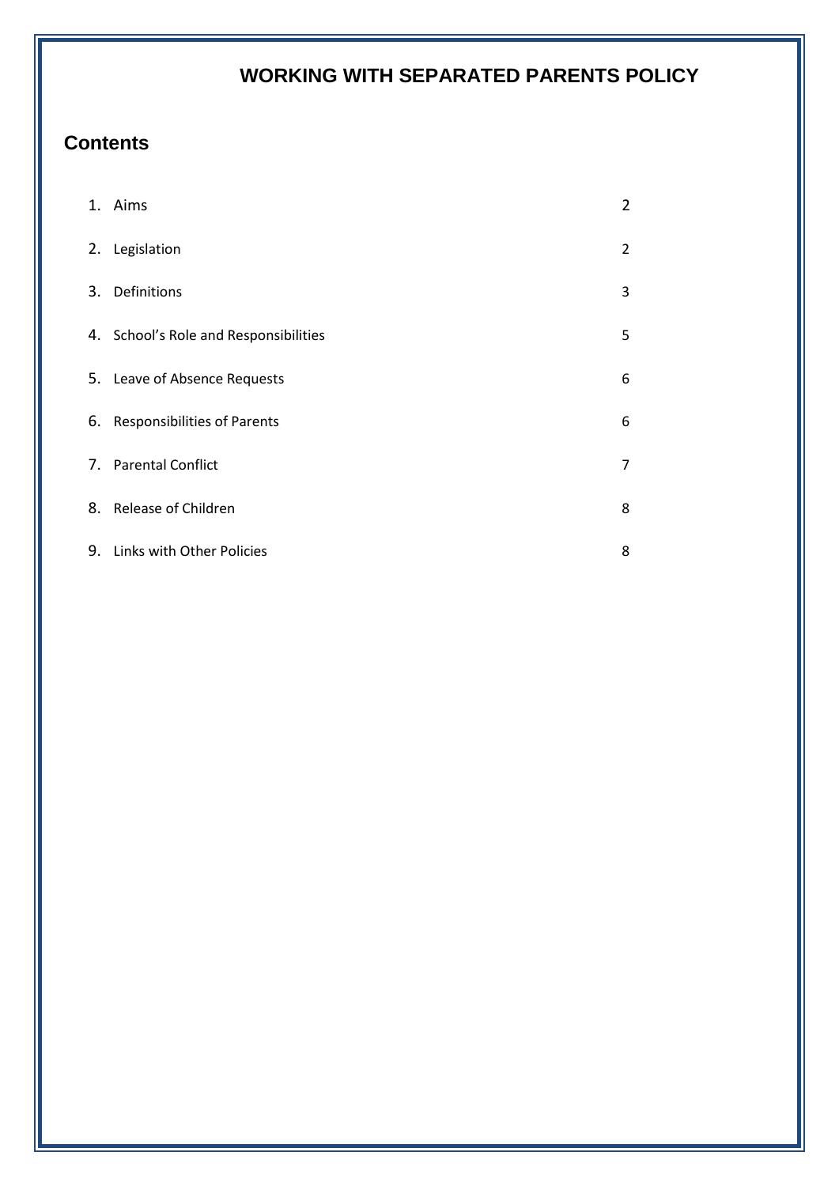# WORKING WITH SEPARATED PARENTS POLICY

## Contents

| | | |
|---|---|---|
| 1. | Aims | 2 |
| 2. | Legislation | 2 |
| 3. | Definitions | 3 |
| 4. | School's Role and Responsibilities | 5 |
| 5. | Leave of Absence Requests | 6 |
| 6. | Responsibilities of Parents | 6 |
| 7. | Parental Conflict | 7 |
| 8. | Release of Children | 8 |
| 9. | Links with Other Policies | 8 |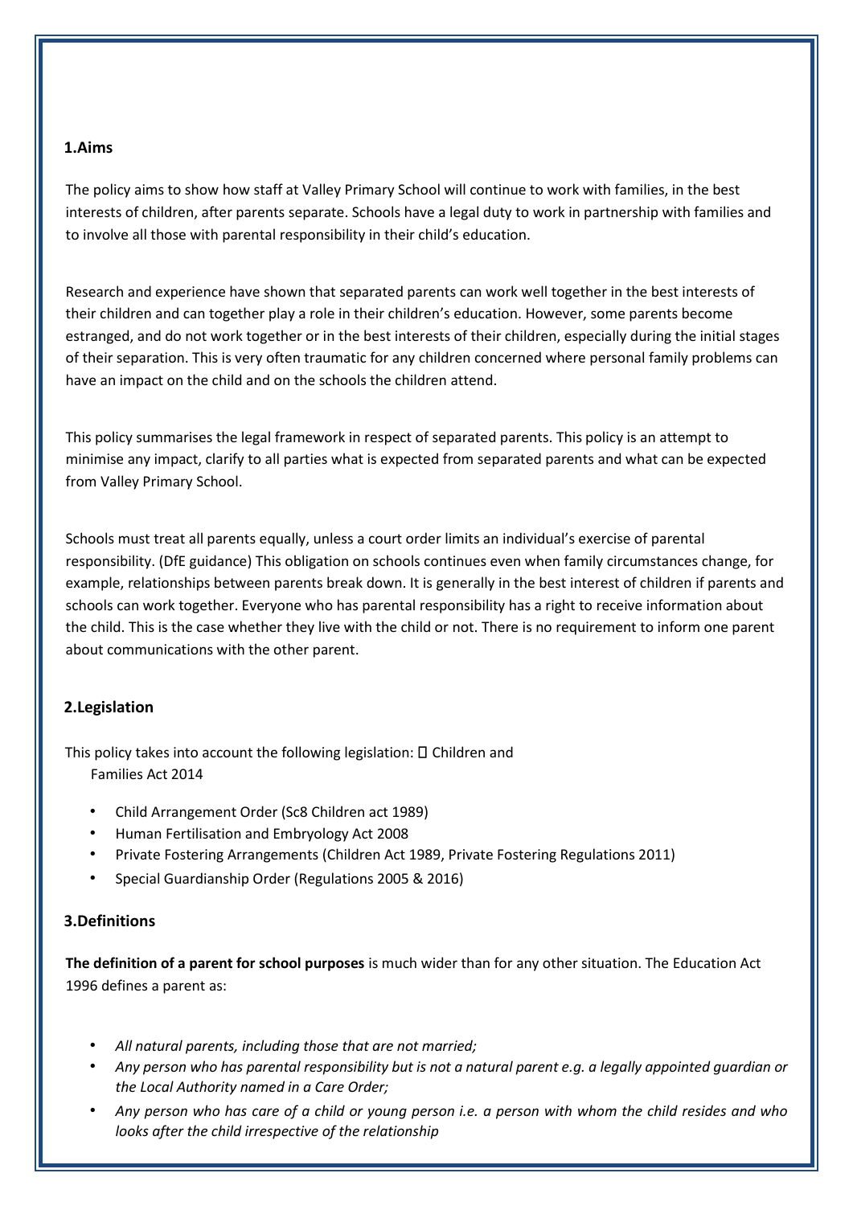## 1.Aims

The policy aims to show how staff at Valley Primary School will continue to work with families, in the best interests of children, after parents separate. Schools have a legal duty to work in partnership with families and to involve all those with parental responsibility in their child's education.

Research and experience have shown that separated parents can work well together in the best interests of their children and can together play a role in their children's education. However, some parents become estranged, and do not work together or in the best interests of their children, especially during the initial stages of their separation. This is very often traumatic for any children concerned where personal family problems can have an impact on the child and on the schools the children attend.

This policy summarises the legal framework in respect of separated parents. This policy is an attempt to minimise any impact, clarify to all parties what is expected from separated parents and what can be expected from Valley Primary School.

Schools must treat all parents equally, unless a court order limits an individual's exercise of parental responsibility. (DfE guidance) This obligation on schools continues even when family circumstances change, for example, relationships between parents break down. It is generally in the best interest of children if parents and schools can work together. Everyone who has parental responsibility has a right to receive information about the child. This is the case whether they live with the child or not. There is no requirement to inform one parent about communications with the other parent.

## 2.Legislation

This policy takes into account the following legislation:

- Children and Families Act 2014
- Child Arrangement Order (Sc8 Children act 1989)
- Human Fertilisation and Embryology Act 2008
- Private Fostering Arrangements (Children Act 1989, Private Fostering Regulations 2011)
- Special Guardianship Order (Regulations 2005 & 2016)

## 3.Definitions

**The definition of a parent for school purposes** is much wider than for any other situation. The Education Act 1996 defines a parent as:

- *All natural parents, including those that are not married;*
- *Any person who has parental responsibility but is not a natural parent e.g. a legally appointed guardian or the Local Authority named in a Care Order;*
- *Any person who has care of a child or young person i.e. a person with whom the child resides and who looks after the child irrespective of the relationship*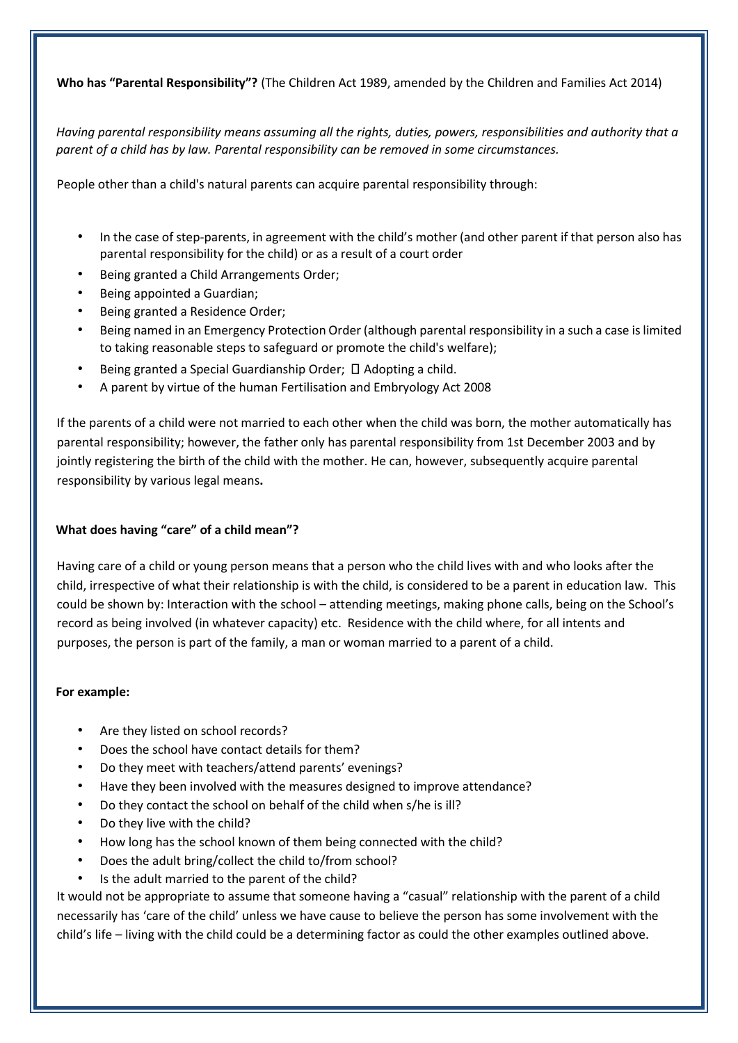**Who has "Parental Responsibility"?** (The Children Act 1989, amended by the Children and Families Act 2014)

*Having parental responsibility means assuming all the rights, duties, powers, responsibilities and authority that a parent of a child has by law. Parental responsibility can be removed in some circumstances.*

People other than a child's natural parents can acquire parental responsibility through:

- In the case of step-parents, in agreement with the child's mother (and other parent if that person also has parental responsibility for the child) or as a result of a court order
- Being granted a Child Arrangements Order;
- Being appointed a Guardian;
- Being granted a Residence Order;
- Being named in an Emergency Protection Order (although parental responsibility in a such a case is limited to taking reasonable steps to safeguard or promote the child's welfare);
- Being granted a Special Guardianship Order;  Adopting a child.
- A parent by virtue of the human Fertilisation and Embryology Act 2008

If the parents of a child were not married to each other when the child was born, the mother automatically has parental responsibility; however, the father only has parental responsibility from 1st December 2003 and by jointly registering the birth of the child with the mother. He can, however, subsequently acquire parental responsibility by various legal means**.**

**What does having "care" of a child mean"?**

Having care of a child or young person means that a person who the child lives with and who looks after the child, irrespective of what their relationship is with the child, is considered to be a parent in education law. This could be shown by: Interaction with the school – attending meetings, making phone calls, being on the School's record as being involved (in whatever capacity) etc. Residence with the child where, for all intents and purposes, the person is part of the family, a man or woman married to a parent of a child.

**For example:**

- Are they listed on school records?
- Does the school have contact details for them?
- Do they meet with teachers/attend parents' evenings?
- Have they been involved with the measures designed to improve attendance?
- Do they contact the school on behalf of the child when s/he is ill?
- Do they live with the child?
- How long has the school known of them being connected with the child?
- Does the adult bring/collect the child to/from school?
- Is the adult married to the parent of the child?

It would not be appropriate to assume that someone having a "casual" relationship with the parent of a child necessarily has 'care of the child' unless we have cause to believe the person has some involvement with the child's life – living with the child could be a determining factor as could the other examples outlined above.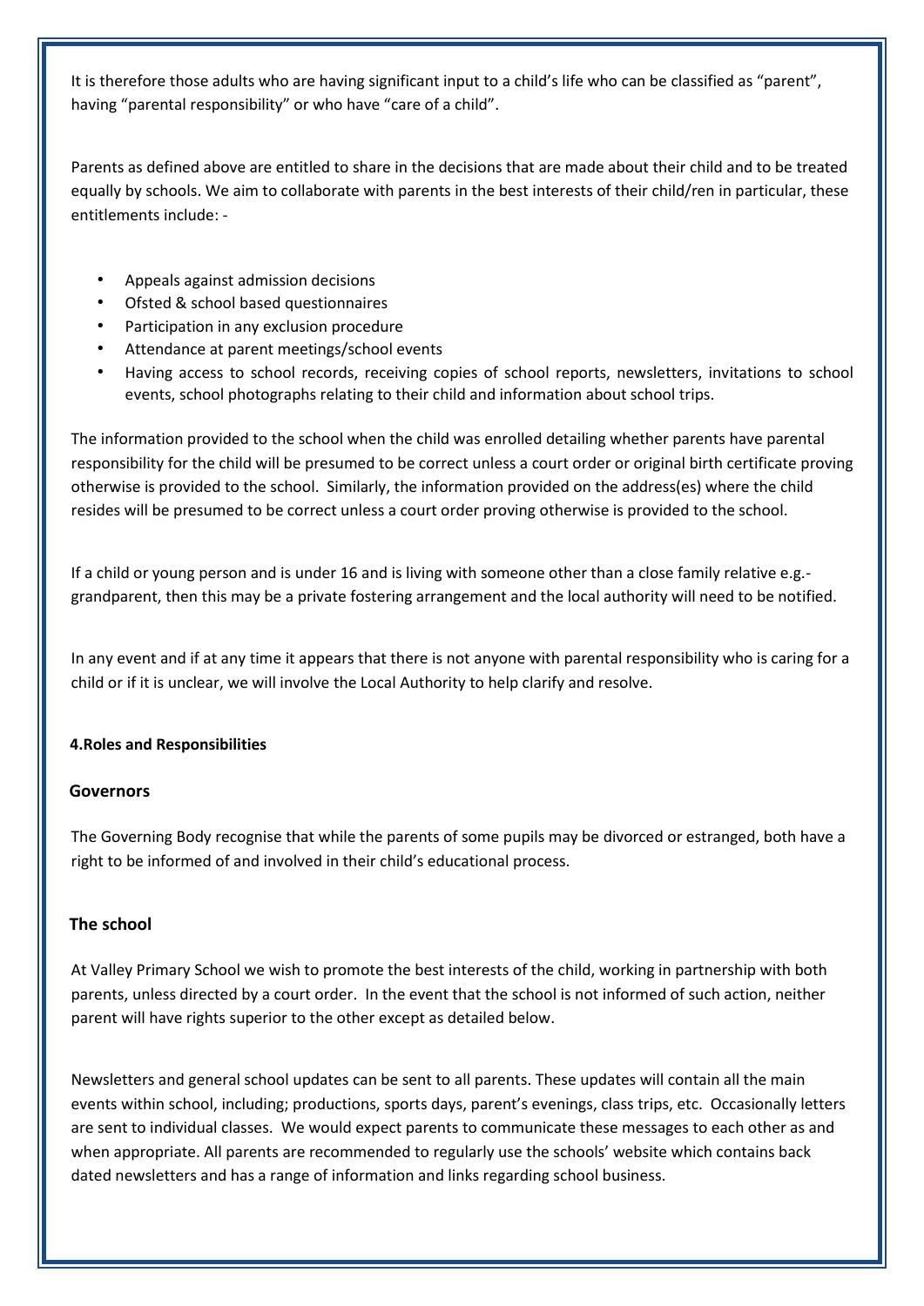It is therefore those adults who are having significant input to a child's life who can be classified as "parent", having "parental responsibility" or who have "care of a child".

Parents as defined above are entitled to share in the decisions that are made about their child and to be treated equally by schools. We aim to collaborate with parents in the best interests of their child/ren in particular, these entitlements include: -

- Appeals against admission decisions
- Ofsted & school based questionnaires
- Participation in any exclusion procedure
- Attendance at parent meetings/school events
- Having access to school records, receiving copies of school reports, newsletters, invitations to school events, school photographs relating to their child and information about school trips.

The information provided to the school when the child was enrolled detailing whether parents have parental responsibility for the child will be presumed to be correct unless a court order or original birth certificate proving otherwise is provided to the school. Similarly, the information provided on the address(es) where the child resides will be presumed to be correct unless a court order proving otherwise is provided to the school.

If a child or young person and is under 16 and is living with someone other than a close family relative e.g.- grandparent, then this may be a private fostering arrangement and the local authority will need to be notified.

In any event and if at any time it appears that there is not anyone with parental responsibility who is caring for a child or if it is unclear, we will involve the Local Authority to help clarify and resolve.

**4.Roles and Responsibilities**

**Governors**

The Governing Body recognise that while the parents of some pupils may be divorced or estranged, both have a right to be informed of and involved in their child's educational process.

**The school**

At Valley Primary School we wish to promote the best interests of the child, working in partnership with both parents, unless directed by a court order. In the event that the school is not informed of such action, neither parent will have rights superior to the other except as detailed below.

Newsletters and general school updates can be sent to all parents. These updates will contain all the main events within school, including; productions, sports days, parent's evenings, class trips, etc. Occasionally letters are sent to individual classes. We would expect parents to communicate these messages to each other as and when appropriate. All parents are recommended to regularly use the schools' website which contains back dated newsletters and has a range of information and links regarding school business.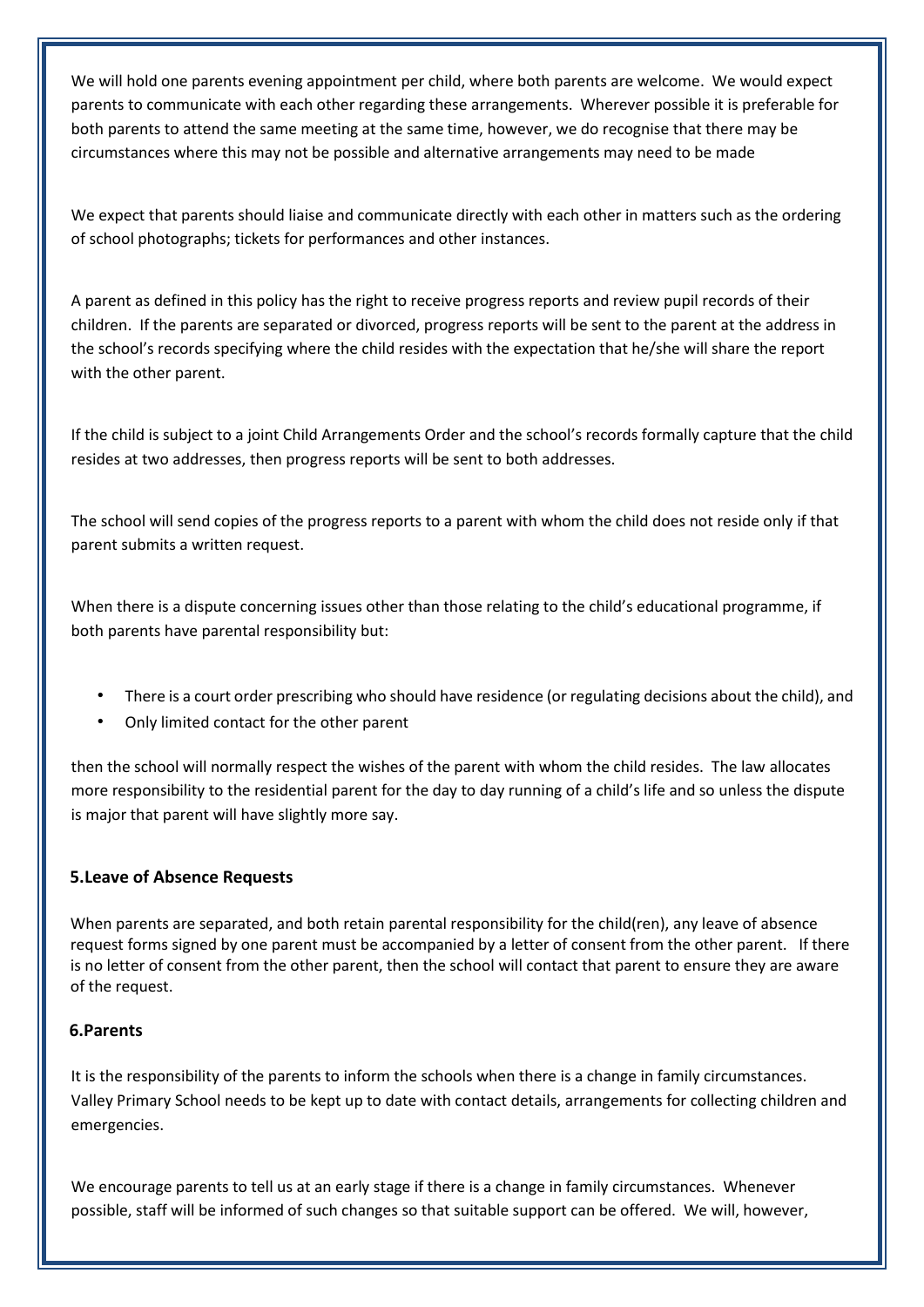We will hold one parents evening appointment per child, where both parents are welcome. We would expect parents to communicate with each other regarding these arrangements. Wherever possible it is preferable for both parents to attend the same meeting at the same time, however, we do recognise that there may be circumstances where this may not be possible and alternative arrangements may need to be made

We expect that parents should liaise and communicate directly with each other in matters such as the ordering of school photographs; tickets for performances and other instances.

A parent as defined in this policy has the right to receive progress reports and review pupil records of their children. If the parents are separated or divorced, progress reports will be sent to the parent at the address in the school's records specifying where the child resides with the expectation that he/she will share the report with the other parent.

If the child is subject to a joint Child Arrangements Order and the school's records formally capture that the child resides at two addresses, then progress reports will be sent to both addresses.

The school will send copies of the progress reports to a parent with whom the child does not reside only if that parent submits a written request.

When there is a dispute concerning issues other than those relating to the child's educational programme, if both parents have parental responsibility but:

- There is a court order prescribing who should have residence (or regulating decisions about the child), and
- Only limited contact for the other parent

then the school will normally respect the wishes of the parent with whom the child resides. The law allocates more responsibility to the residential parent for the day to day running of a child's life and so unless the dispute is major that parent will have slightly more say.

## 5. Leave of Absence Requests

When parents are separated, and both retain parental responsibility for the child(ren), any leave of absence request forms signed by one parent must be accompanied by a letter of consent from the other parent. If there is no letter of consent from the other parent, then the school will contact that parent to ensure they are aware of the request.

## 6. Parents

It is the responsibility of the parents to inform the schools when there is a change in family circumstances. Valley Primary School needs to be kept up to date with contact details, arrangements for collecting children and emergencies.

We encourage parents to tell us at an early stage if there is a change in family circumstances. Whenever possible, staff will be informed of such changes so that suitable support can be offered. We will, however,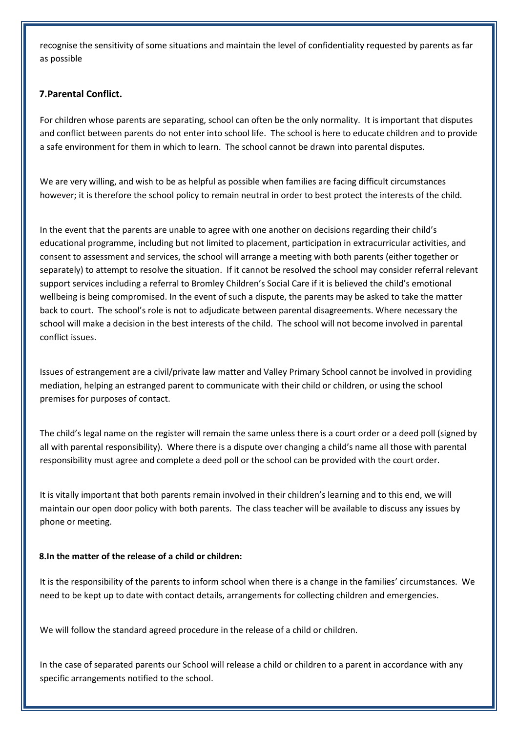recognise the sensitivity of some situations and maintain the level of confidentiality requested by parents as far as possible

## 7.Parental Conflict.

For children whose parents are separating, school can often be the only normality. It is important that disputes and conflict between parents do not enter into school life. The school is here to educate children and to provide a safe environment for them in which to learn. The school cannot be drawn into parental disputes.

We are very willing, and wish to be as helpful as possible when families are facing difficult circumstances however; it is therefore the school policy to remain neutral in order to best protect the interests of the child.

In the event that the parents are unable to agree with one another on decisions regarding their child's educational programme, including but not limited to placement, participation in extracurricular activities, and consent to assessment and services, the school will arrange a meeting with both parents (either together or separately) to attempt to resolve the situation. If it cannot be resolved the school may consider referral relevant support services including a referral to Bromley Children's Social Care if it is believed the child's emotional wellbeing is being compromised. In the event of such a dispute, the parents may be asked to take the matter back to court. The school's role is not to adjudicate between parental disagreements. Where necessary the school will make a decision in the best interests of the child. The school will not become involved in parental conflict issues.

Issues of estrangement are a civil/private law matter and Valley Primary School cannot be involved in providing mediation, helping an estranged parent to communicate with their child or children, or using the school premises for purposes of contact.

The child's legal name on the register will remain the same unless there is a court order or a deed poll (signed by all with parental responsibility). Where there is a dispute over changing a child's name all those with parental responsibility must agree and complete a deed poll or the school can be provided with the court order.

It is vitally important that both parents remain involved in their children's learning and to this end, we will maintain our open door policy with both parents. The class teacher will be available to discuss any issues by phone or meeting.

## 8.In the matter of the release of a child or children:

It is the responsibility of the parents to inform school when there is a change in the families' circumstances. We need to be kept up to date with contact details, arrangements for collecting children and emergencies.

We will follow the standard agreed procedure in the release of a child or children.

In the case of separated parents our School will release a child or children to a parent in accordance with any specific arrangements notified to the school.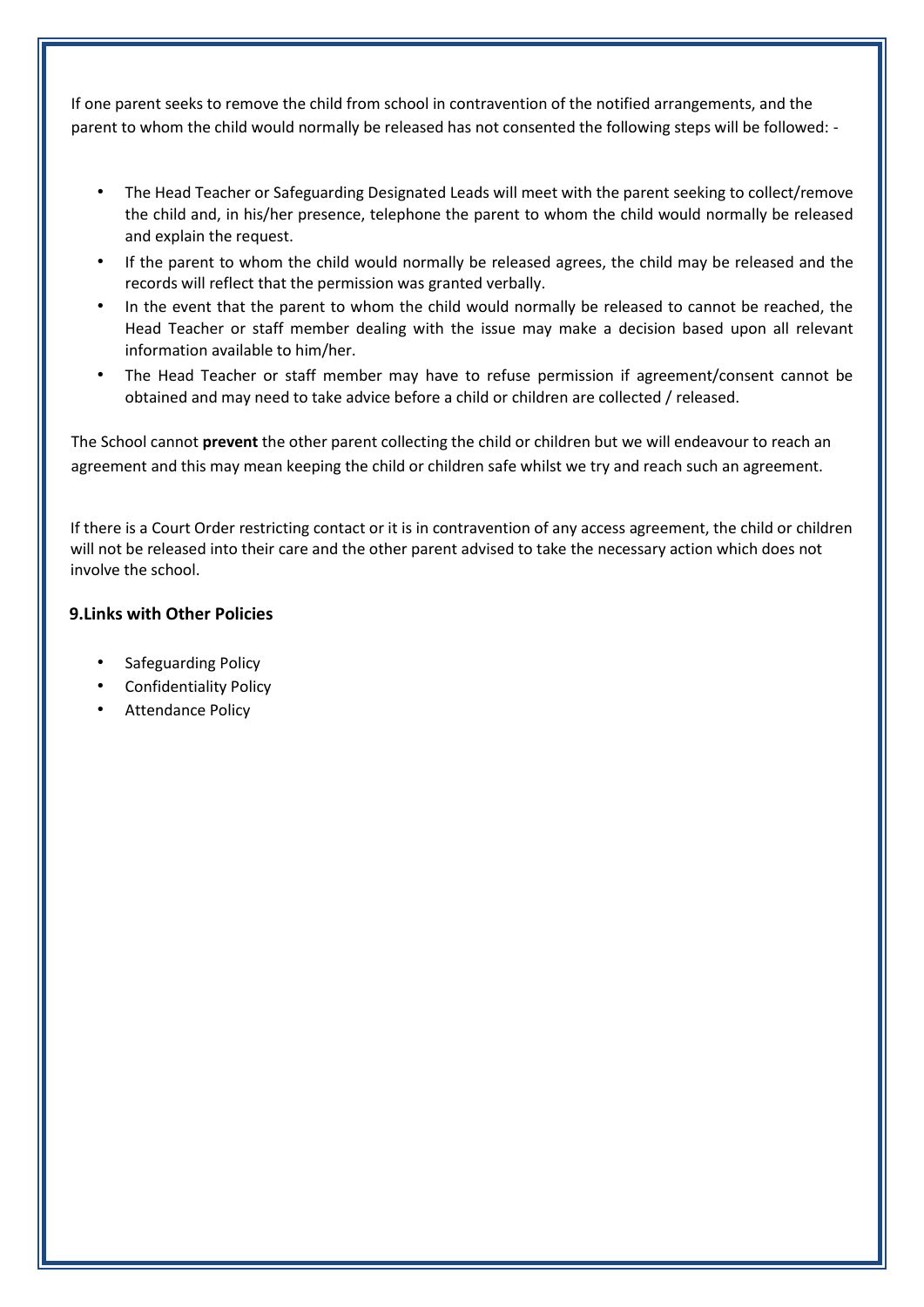If one parent seeks to remove the child from school in contravention of the notified arrangements, and the parent to whom the child would normally be released has not consented the following steps will be followed: -

- The Head Teacher or Safeguarding Designated Leads will meet with the parent seeking to collect/remove the child and, in his/her presence, telephone the parent to whom the child would normally be released and explain the request.
- If the parent to whom the child would normally be released agrees, the child may be released and the records will reflect that the permission was granted verbally.
- In the event that the parent to whom the child would normally be released to cannot be reached, the Head Teacher or staff member dealing with the issue may make a decision based upon all relevant information available to him/her.
- The Head Teacher or staff member may have to refuse permission if agreement/consent cannot be obtained and may need to take advice before a child or children are collected / released.

The School cannot **prevent** the other parent collecting the child or children but we will endeavour to reach an agreement and this may mean keeping the child or children safe whilst we try and reach such an agreement.

If there is a Court Order restricting contact or it is in contravention of any access agreement, the child or children will not be released into their care and the other parent advised to take the necessary action which does not involve the school.

## 9.Links with Other Policies

- Safeguarding Policy
- Confidentiality Policy
- Attendance Policy